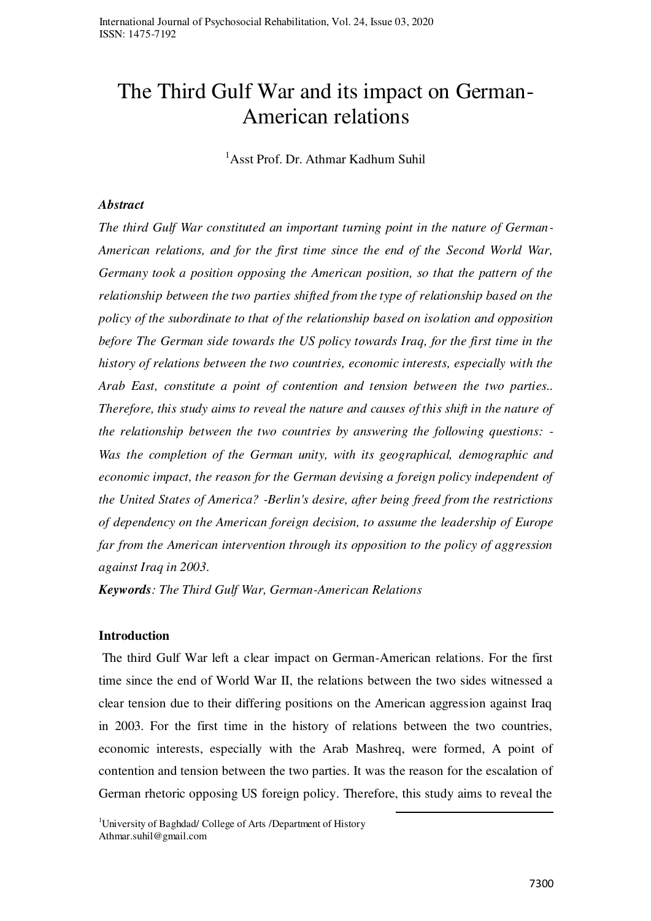# The Third Gulf War and its impact on German-American relations

[1]Asst Prof. Dr. Athmar Kadhum Suhil

***Abstract***

*The third Gulf War constituted an important turning point in the nature of German-American relations, and for the first time since the end of the Second World War, Germany took a position opposing the American position, so that the pattern of the relationship between the two parties shifted from the type of relationship based on the policy of the subordinate to that of the relationship based on isolation and opposition before The German side towards the US policy towards Iraq, for the first time in the history of relations between the two countries, economic interests, especially with the Arab East, constitute a point of contention and tension between the two parties.. Therefore, this study aims to reveal the nature and causes of this shift in the nature of the relationship between the two countries by answering the following questions: - Was the completion of the German unity, with its geographical, demographic and economic impact, the reason for the German devising a foreign policy independent of the United States of America? -Berlin's desire, after being freed from the restrictions of dependency on the American foreign decision, to assume the leadership of Europe far from the American intervention through its opposition to the policy of aggression against Iraq in 2003.*

***Keywords**: The Third Gulf War, German-American Relations*

## Introduction

The third Gulf War left a clear impact on German-American relations. For the first time since the end of World War II, the relations between the two sides witnessed a clear tension due to their differing positions on the American aggression against Iraq in 2003. For the first time in the history of relations between the two countries, economic interests, especially with the Arab Mashreq, were formed, A point of contention and tension between the two parties. It was the reason for the escalation of German rhetoric opposing US foreign policy. Therefore, this study aims to reveal the

[1]University of Baghdad/ College of Arts /Department of History
Athmar.suhil@gmail.com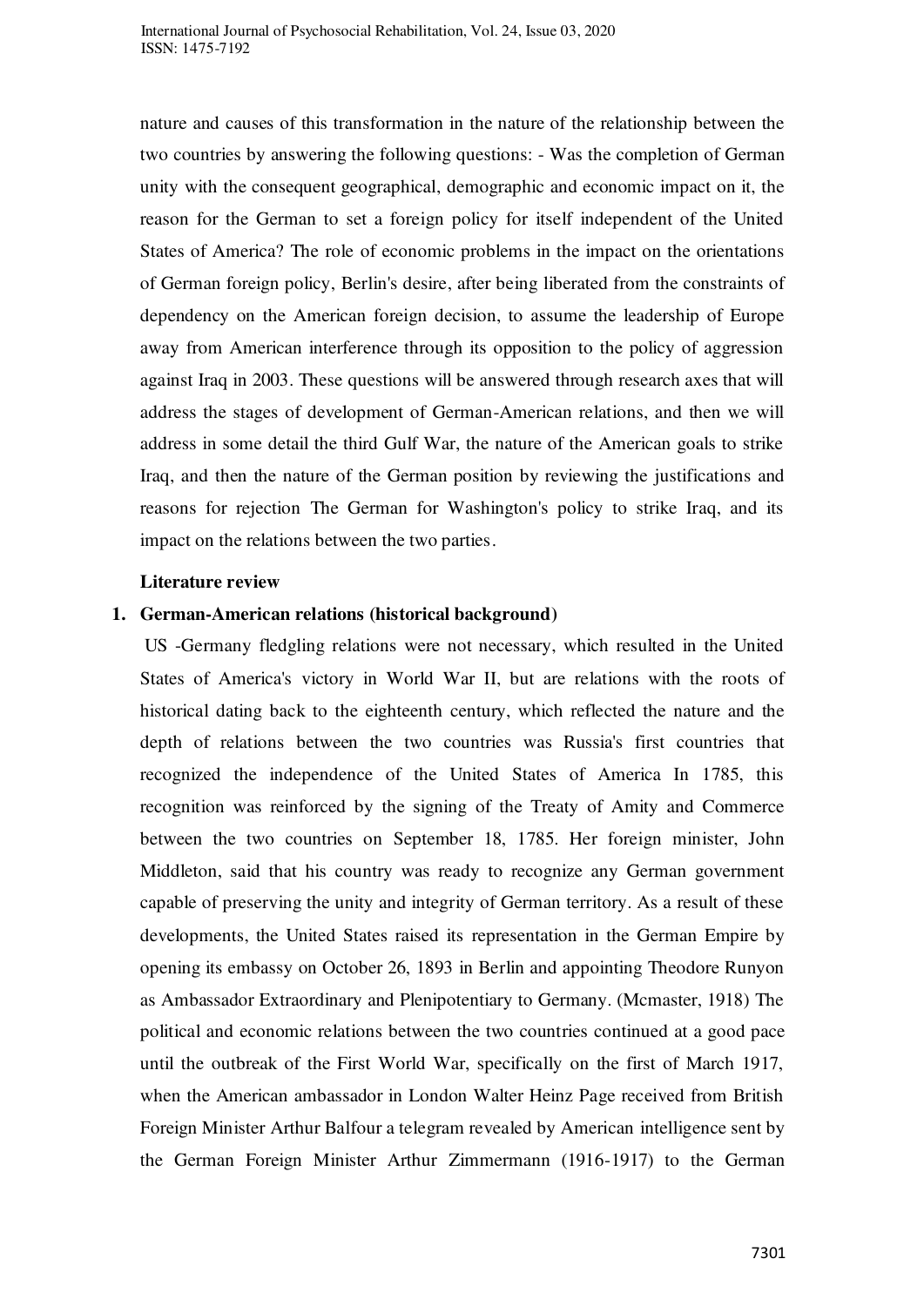nature and causes of this transformation in the nature of the relationship between the two countries by answering the following questions: - Was the completion of German unity with the consequent geographical, demographic and economic impact on it, the reason for the German to set a foreign policy for itself independent of the United States of America? The role of economic problems in the impact on the orientations of German foreign policy, Berlin's desire, after being liberated from the constraints of dependency on the American foreign decision, to assume the leadership of Europe away from American interference through its opposition to the policy of aggression against Iraq in 2003. These questions will be answered through research axes that will address the stages of development of German-American relations, and then we will address in some detail the third Gulf War, the nature of the American goals to strike Iraq, and then the nature of the German position by reviewing the justifications and reasons for rejection The German for Washington's policy to strike Iraq, and its impact on the relations between the two parties.

**Literature review**

1. **German-American relations (historical background)**

US -Germany fledgling relations were not necessary, which resulted in the United States of America's victory in World War II, but are relations with the roots of historical dating back to the eighteenth century, which reflected the nature and the depth of relations between the two countries was Russia's first countries that recognized the independence of the United States of America In 1785, this recognition was reinforced by the signing of the Treaty of Amity and Commerce between the two countries on September 18, 1785. Her foreign minister, John Middleton, said that his country was ready to recognize any German government capable of preserving the unity and integrity of German territory. As a result of these developments, the United States raised its representation in the German Empire by opening its embassy on October 26, 1893 in Berlin and appointing Theodore Runyon as Ambassador Extraordinary and Plenipotentiary to Germany. (Mcmaster, 1918) The political and economic relations between the two countries continued at a good pace until the outbreak of the First World War, specifically on the first of March 1917, when the American ambassador in London Walter Heinz Page received from British Foreign Minister Arthur Balfour a telegram revealed by American intelligence sent by the German Foreign Minister Arthur Zimmermann (1916-1917) to the German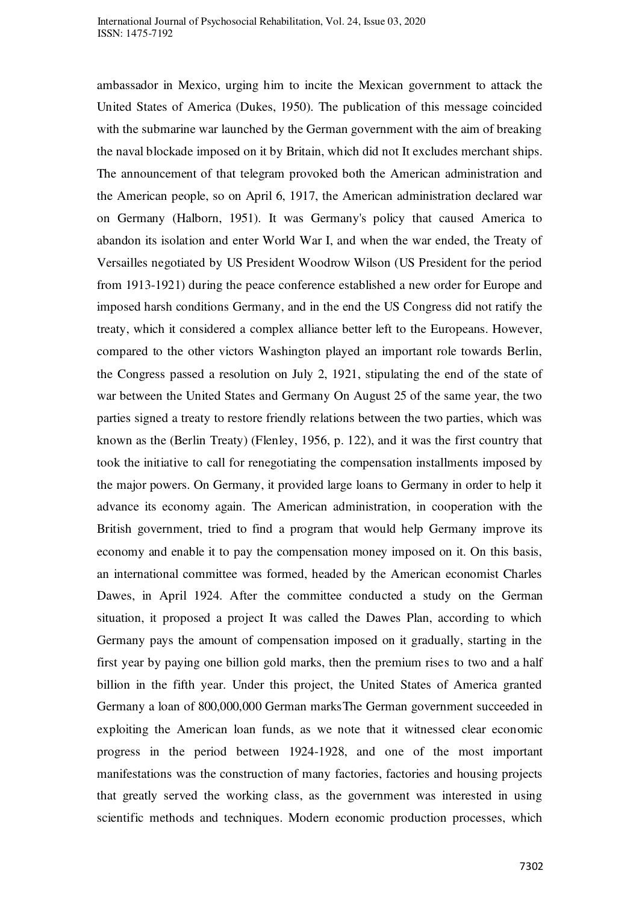ambassador in Mexico, urging him to incite the Mexican government to attack the United States of America (Dukes, 1950). The publication of this message coincided with the submarine war launched by the German government with the aim of breaking the naval blockade imposed on it by Britain, which did not It excludes merchant ships. The announcement of that telegram provoked both the American administration and the American people, so on April 6, 1917, the American administration declared war on Germany (Halborn, 1951). It was Germany's policy that caused America to abandon its isolation and enter World War I, and when the war ended, the Treaty of Versailles negotiated by US President Woodrow Wilson (US President for the period from 1913-1921) during the peace conference established a new order for Europe and imposed harsh conditions Germany, and in the end the US Congress did not ratify the treaty, which it considered a complex alliance better left to the Europeans. However, compared to the other victors Washington played an important role towards Berlin, the Congress passed a resolution on July 2, 1921, stipulating the end of the state of war between the United States and Germany On August 25 of the same year, the two parties signed a treaty to restore friendly relations between the two parties, which was known as the (Berlin Treaty) (Flenley, 1956, p. 122), and it was the first country that took the initiative to call for renegotiating the compensation installments imposed by the major powers. On Germany, it provided large loans to Germany in order to help it advance its economy again. The American administration, in cooperation with the British government, tried to find a program that would help Germany improve its economy and enable it to pay the compensation money imposed on it. On this basis, an international committee was formed, headed by the American economist Charles Dawes, in April 1924. After the committee conducted a study on the German situation, it proposed a project It was called the Dawes Plan, according to which Germany pays the amount of compensation imposed on it gradually, starting in the first year by paying one billion gold marks, then the premium rises to two and a half billion in the fifth year. Under this project, the United States of America granted Germany a loan of 800,000,000 German marksThe German government succeeded in exploiting the American loan funds, as we note that it witnessed clear economic progress in the period between 1924-1928, and one of the most important manifestations was the construction of many factories, factories and housing projects that greatly served the working class, as the government was interested in using scientific methods and techniques. Modern economic production processes, which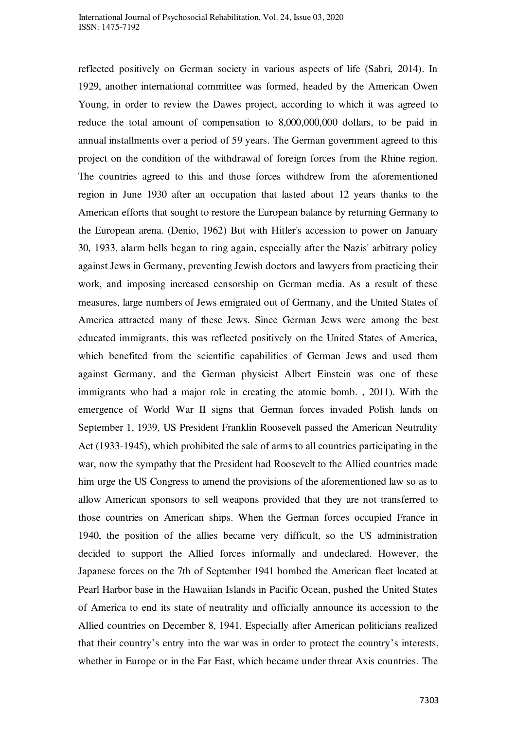reflected positively on German society in various aspects of life (Sabri, 2014). In 1929, another international committee was formed, headed by the American Owen Young, in order to review the Dawes project, according to which it was agreed to reduce the total amount of compensation to 8,000,000,000 dollars, to be paid in annual installments over a period of 59 years. The German government agreed to this project on the condition of the withdrawal of foreign forces from the Rhine region. The countries agreed to this and those forces withdrew from the aforementioned region in June 1930 after an occupation that lasted about 12 years thanks to the American efforts that sought to restore the European balance by returning Germany to the European arena. (Denio, 1962) But with Hitler's accession to power on January 30, 1933, alarm bells began to ring again, especially after the Nazis' arbitrary policy against Jews in Germany, preventing Jewish doctors and lawyers from practicing their work, and imposing increased censorship on German media. As a result of these measures, large numbers of Jews emigrated out of Germany, and the United States of America attracted many of these Jews. Since German Jews were among the best educated immigrants, this was reflected positively on the United States of America, which benefited from the scientific capabilities of German Jews and used them against Germany, and the German physicist Albert Einstein was one of these immigrants who had a major role in creating the atomic bomb. , 2011). With the emergence of World War II signs that German forces invaded Polish lands on September 1, 1939, US President Franklin Roosevelt passed the American Neutrality Act (1933-1945), which prohibited the sale of arms to all countries participating in the war, now the sympathy that the President had Roosevelt to the Allied countries made him urge the US Congress to amend the provisions of the aforementioned law so as to allow American sponsors to sell weapons provided that they are not transferred to those countries on American ships. When the German forces occupied France in 1940, the position of the allies became very difficult, so the US administration decided to support the Allied forces informally and undeclared. However, the Japanese forces on the 7th of September 1941 bombed the American fleet located at Pearl Harbor base in the Hawaiian Islands in Pacific Ocean, pushed the United States of America to end its state of neutrality and officially announce its accession to the Allied countries on December 8, 1941. Especially after American politicians realized that their country's entry into the war was in order to protect the country's interests, whether in Europe or in the Far East, which became under threat Axis countries. The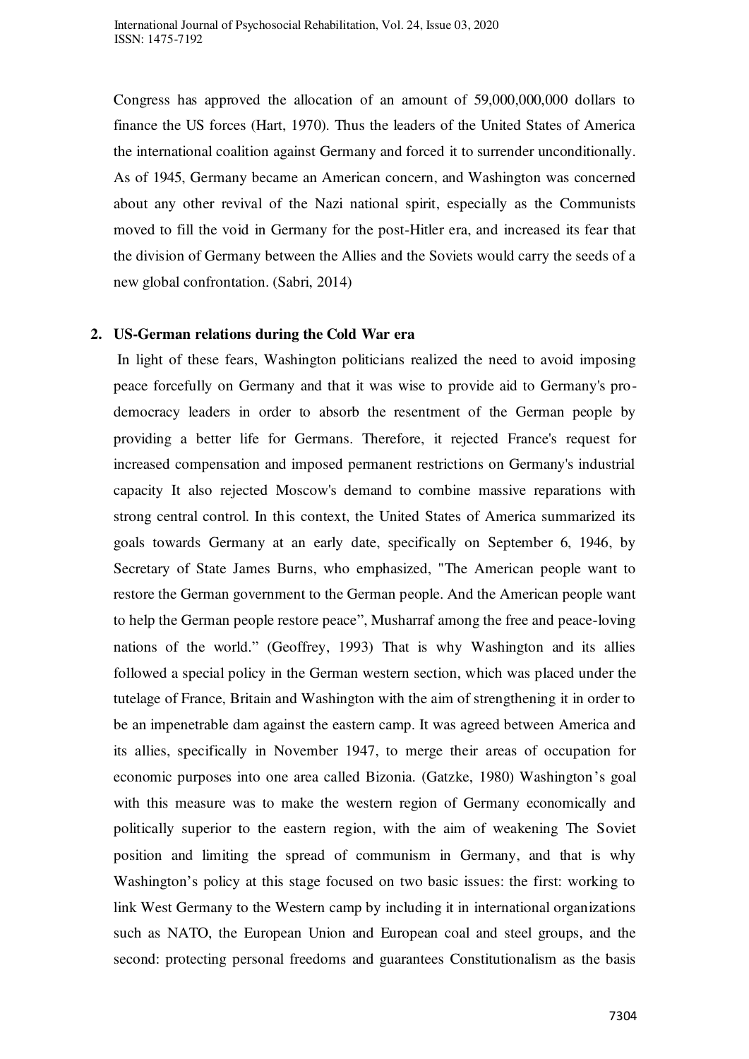Congress has approved the allocation of an amount of 59,000,000,000 dollars to finance the US forces (Hart, 1970). Thus the leaders of the United States of America the international coalition against Germany and forced it to surrender unconditionally. As of 1945, Germany became an American concern, and Washington was concerned about any other revival of the Nazi national spirit, especially as the Communists moved to fill the void in Germany for the post-Hitler era, and increased its fear that the division of Germany between the Allies and the Soviets would carry the seeds of a new global confrontation. (Sabri, 2014)

## 2. US-German relations during the Cold War era

In light of these fears, Washington politicians realized the need to avoid imposing peace forcefully on Germany and that it was wise to provide aid to Germany's pro-democracy leaders in order to absorb the resentment of the German people by providing a better life for Germans. Therefore, it rejected France's request for increased compensation and imposed permanent restrictions on Germany's industrial capacity It also rejected Moscow's demand to combine massive reparations with strong central control. In this context, the United States of America summarized its goals towards Germany at an early date, specifically on September 6, 1946, by Secretary of State James Burns, who emphasized, "The American people want to restore the German government to the German people. And the American people want to help the German people restore peace", Musharraf among the free and peace-loving nations of the world." (Geoffrey, 1993) That is why Washington and its allies followed a special policy in the German western section, which was placed under the tutelage of France, Britain and Washington with the aim of strengthening it in order to be an impenetrable dam against the eastern camp. It was agreed between America and its allies, specifically in November 1947, to merge their areas of occupation for economic purposes into one area called Bizonia. (Gatzke, 1980) Washington's goal with this measure was to make the western region of Germany economically and politically superior to the eastern region, with the aim of weakening The Soviet position and limiting the spread of communism in Germany, and that is why Washington's policy at this stage focused on two basic issues: the first: working to link West Germany to the Western camp by including it in international organizations such as NATO, the European Union and European coal and steel groups, and the second: protecting personal freedoms and guarantees Constitutionalism as the basis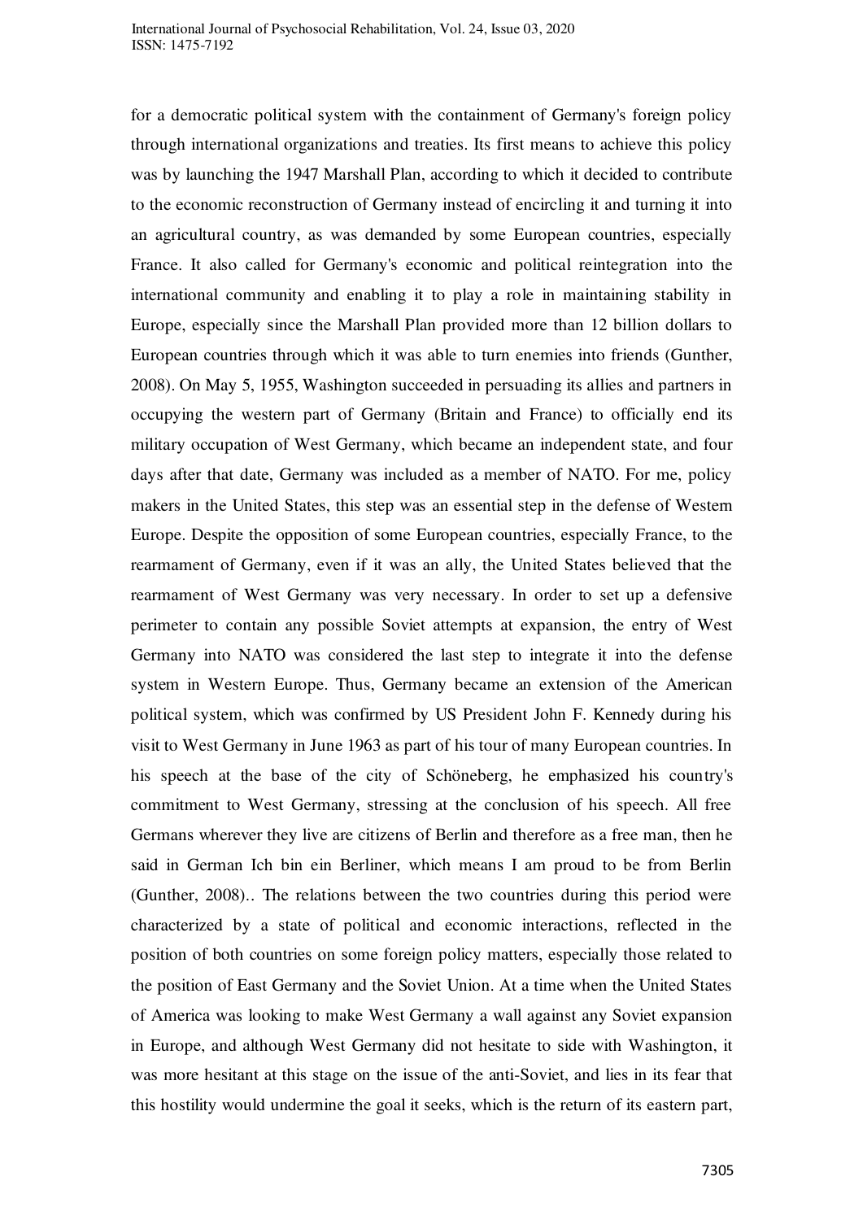for a democratic political system with the containment of Germany's foreign policy through international organizations and treaties. Its first means to achieve this policy was by launching the 1947 Marshall Plan, according to which it decided to contribute to the economic reconstruction of Germany instead of encircling it and turning it into an agricultural country, as was demanded by some European countries, especially France. It also called for Germany's economic and political reintegration into the international community and enabling it to play a role in maintaining stability in Europe, especially since the Marshall Plan provided more than 12 billion dollars to European countries through which it was able to turn enemies into friends (Gunther, 2008). On May 5, 1955, Washington succeeded in persuading its allies and partners in occupying the western part of Germany (Britain and France) to officially end its military occupation of West Germany, which became an independent state, and four days after that date, Germany was included as a member of NATO. For me, policy makers in the United States, this step was an essential step in the defense of Western Europe. Despite the opposition of some European countries, especially France, to the rearmament of Germany, even if it was an ally, the United States believed that the rearmament of West Germany was very necessary. In order to set up a defensive perimeter to contain any possible Soviet attempts at expansion, the entry of West Germany into NATO was considered the last step to integrate it into the defense system in Western Europe. Thus, Germany became an extension of the American political system, which was confirmed by US President John F. Kennedy during his visit to West Germany in June 1963 as part of his tour of many European countries. In his speech at the base of the city of Schöneberg, he emphasized his country's commitment to West Germany, stressing at the conclusion of his speech. All free Germans wherever they live are citizens of Berlin and therefore as a free man, then he said in German Ich bin ein Berliner, which means I am proud to be from Berlin (Gunther, 2008).. The relations between the two countries during this period were characterized by a state of political and economic interactions, reflected in the position of both countries on some foreign policy matters, especially those related to the position of East Germany and the Soviet Union. At a time when the United States of America was looking to make West Germany a wall against any Soviet expansion in Europe, and although West Germany did not hesitate to side with Washington, it was more hesitant at this stage on the issue of the anti-Soviet, and lies in its fear that this hostility would undermine the goal it seeks, which is the return of its eastern part,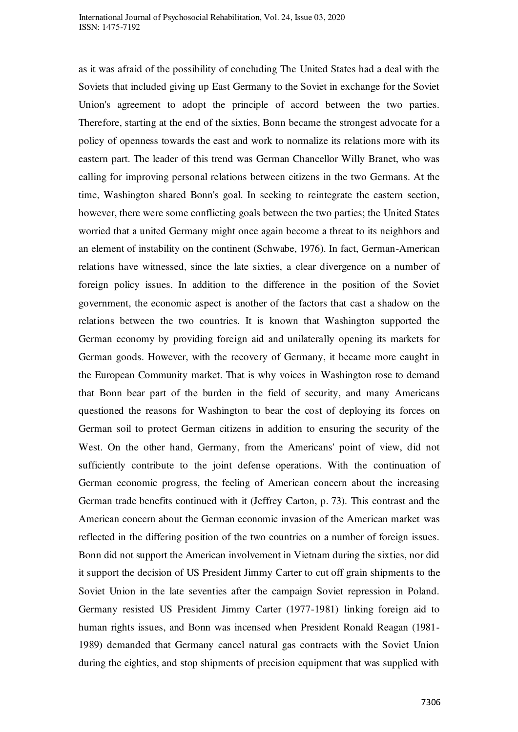as it was afraid of the possibility of concluding The United States had a deal with the Soviets that included giving up East Germany to the Soviet in exchange for the Soviet Union's agreement to adopt the principle of accord between the two parties. Therefore, starting at the end of the sixties, Bonn became the strongest advocate for a policy of openness towards the east and work to normalize its relations more with its eastern part. The leader of this trend was German Chancellor Willy Branet, who was calling for improving personal relations between citizens in the two Germans. At the time, Washington shared Bonn's goal. In seeking to reintegrate the eastern section, however, there were some conflicting goals between the two parties; the United States worried that a united Germany might once again become a threat to its neighbors and an element of instability on the continent (Schwabe, 1976). In fact, German-American relations have witnessed, since the late sixties, a clear divergence on a number of foreign policy issues. In addition to the difference in the position of the Soviet government, the economic aspect is another of the factors that cast a shadow on the relations between the two countries. It is known that Washington supported the German economy by providing foreign aid and unilaterally opening its markets for German goods. However, with the recovery of Germany, it became more caught in the European Community market. That is why voices in Washington rose to demand that Bonn bear part of the burden in the field of security, and many Americans questioned the reasons for Washington to bear the cost of deploying its forces on German soil to protect German citizens in addition to ensuring the security of the West. On the other hand, Germany, from the Americans' point of view, did not sufficiently contribute to the joint defense operations. With the continuation of German economic progress, the feeling of American concern about the increasing German trade benefits continued with it (Jeffrey Carton, p. 73). This contrast and the American concern about the German economic invasion of the American market was reflected in the differing position of the two countries on a number of foreign issues. Bonn did not support the American involvement in Vietnam during the sixties, nor did it support the decision of US President Jimmy Carter to cut off grain shipments to the Soviet Union in the late seventies after the campaign Soviet repression in Poland. Germany resisted US President Jimmy Carter (1977-1981) linking foreign aid to human rights issues, and Bonn was incensed when President Ronald Reagan (1981-1989) demanded that Germany cancel natural gas contracts with the Soviet Union during the eighties, and stop shipments of precision equipment that was supplied with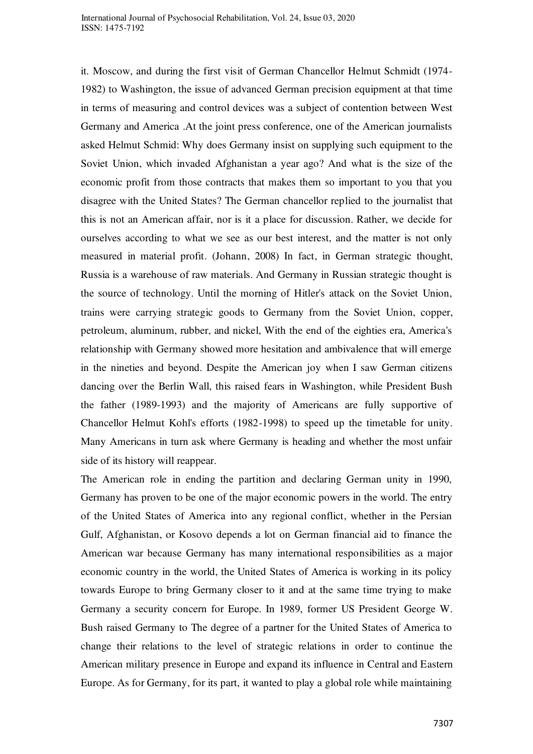it. Moscow, and during the first visit of German Chancellor Helmut Schmidt (1974-1982) to Washington, the issue of advanced German precision equipment at that time in terms of measuring and control devices was a subject of contention between West Germany and America .At the joint press conference, one of the American journalists asked Helmut Schmid: Why does Germany insist on supplying such equipment to the Soviet Union, which invaded Afghanistan a year ago? And what is the size of the economic profit from those contracts that makes them so important to you that you disagree with the United States? The German chancellor replied to the journalist that this is not an American affair, nor is it a place for discussion. Rather, we decide for ourselves according to what we see as our best interest, and the matter is not only measured in material profit. (Johann, 2008) In fact, in German strategic thought, Russia is a warehouse of raw materials. And Germany in Russian strategic thought is the source of technology. Until the morning of Hitler's attack on the Soviet Union, trains were carrying strategic goods to Germany from the Soviet Union, copper, petroleum, aluminum, rubber, and nickel, With the end of the eighties era, America's relationship with Germany showed more hesitation and ambivalence that will emerge in the nineties and beyond. Despite the American joy when I saw German citizens dancing over the Berlin Wall, this raised fears in Washington, while President Bush the father (1989-1993) and the majority of Americans are fully supportive of Chancellor Helmut Kohl's efforts (1982-1998) to speed up the timetable for unity. Many Americans in turn ask where Germany is heading and whether the most unfair side of its history will reappear.

The American role in ending the partition and declaring German unity in 1990, Germany has proven to be one of the major economic powers in the world. The entry of the United States of America into any regional conflict, whether in the Persian Gulf, Afghanistan, or Kosovo depends a lot on German financial aid to finance the American war because Germany has many international responsibilities as a major economic country in the world, the United States of America is working in its policy towards Europe to bring Germany closer to it and at the same time trying to make Germany a security concern for Europe. In 1989, former US President George W. Bush raised Germany to The degree of a partner for the United States of America to change their relations to the level of strategic relations in order to continue the American military presence in Europe and expand its influence in Central and Eastern Europe. As for Germany, for its part, it wanted to play a global role while maintaining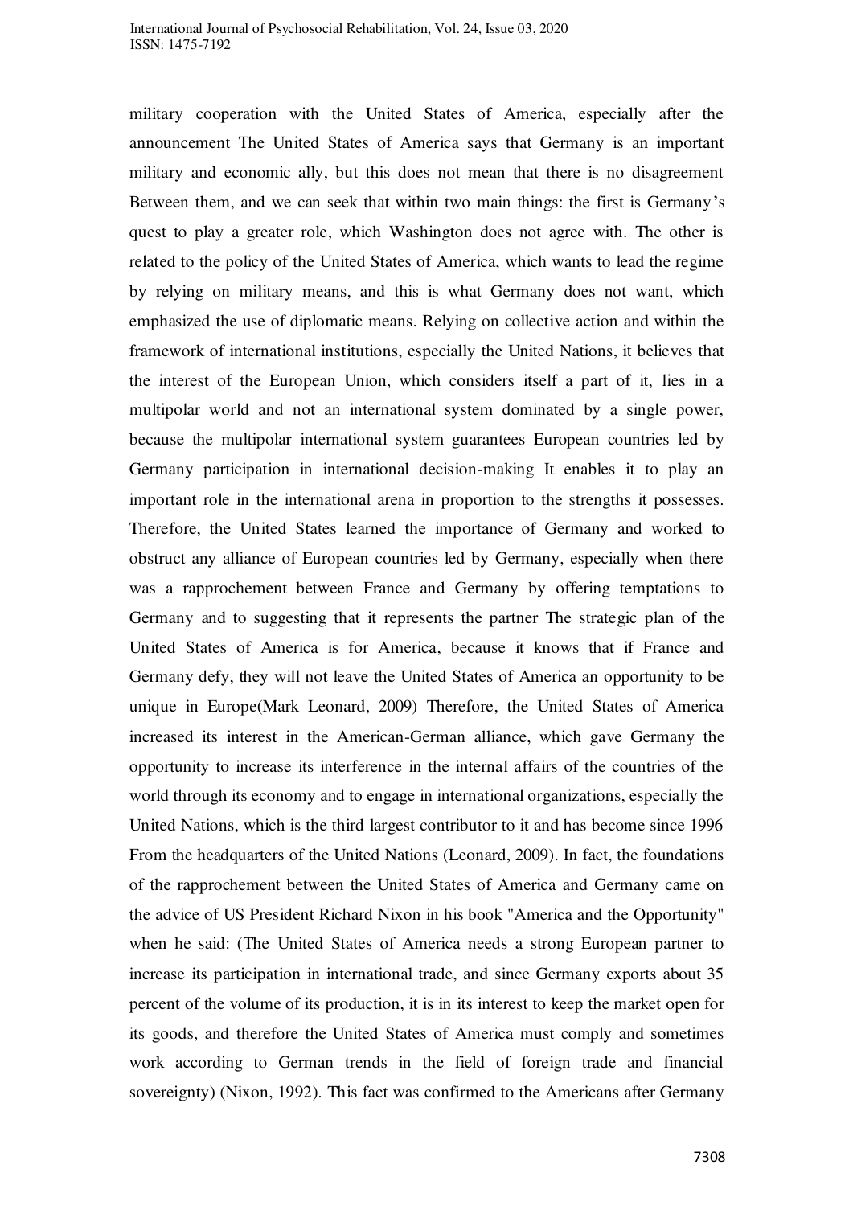military cooperation with the United States of America, especially after the announcement The United States of America says that Germany is an important military and economic ally, but this does not mean that there is no disagreement Between them, and we can seek that within two main things: the first is Germany's quest to play a greater role, which Washington does not agree with. The other is related to the policy of the United States of America, which wants to lead the regime by relying on military means, and this is what Germany does not want, which emphasized the use of diplomatic means. Relying on collective action and within the framework of international institutions, especially the United Nations, it believes that the interest of the European Union, which considers itself a part of it, lies in a multipolar world and not an international system dominated by a single power, because the multipolar international system guarantees European countries led by Germany participation in international decision-making It enables it to play an important role in the international arena in proportion to the strengths it possesses. Therefore, the United States learned the importance of Germany and worked to obstruct any alliance of European countries led by Germany, especially when there was a rapprochement between France and Germany by offering temptations to Germany and to suggesting that it represents the partner The strategic plan of the United States of America is for America, because it knows that if France and Germany defy, they will not leave the United States of America an opportunity to be unique in Europe(Mark Leonard, 2009) Therefore, the United States of America increased its interest in the American-German alliance, which gave Germany the opportunity to increase its interference in the internal affairs of the countries of the world through its economy and to engage in international organizations, especially the United Nations, which is the third largest contributor to it and has become since 1996 From the headquarters of the United Nations (Leonard, 2009). In fact, the foundations of the rapprochement between the United States of America and Germany came on the advice of US President Richard Nixon in his book "America and the Opportunity" when he said: (The United States of America needs a strong European partner to increase its participation in international trade, and since Germany exports about 35 percent of the volume of its production, it is in its interest to keep the market open for its goods, and therefore the United States of America must comply and sometimes work according to German trends in the field of foreign trade and financial sovereignty) (Nixon, 1992). This fact was confirmed to the Americans after Germany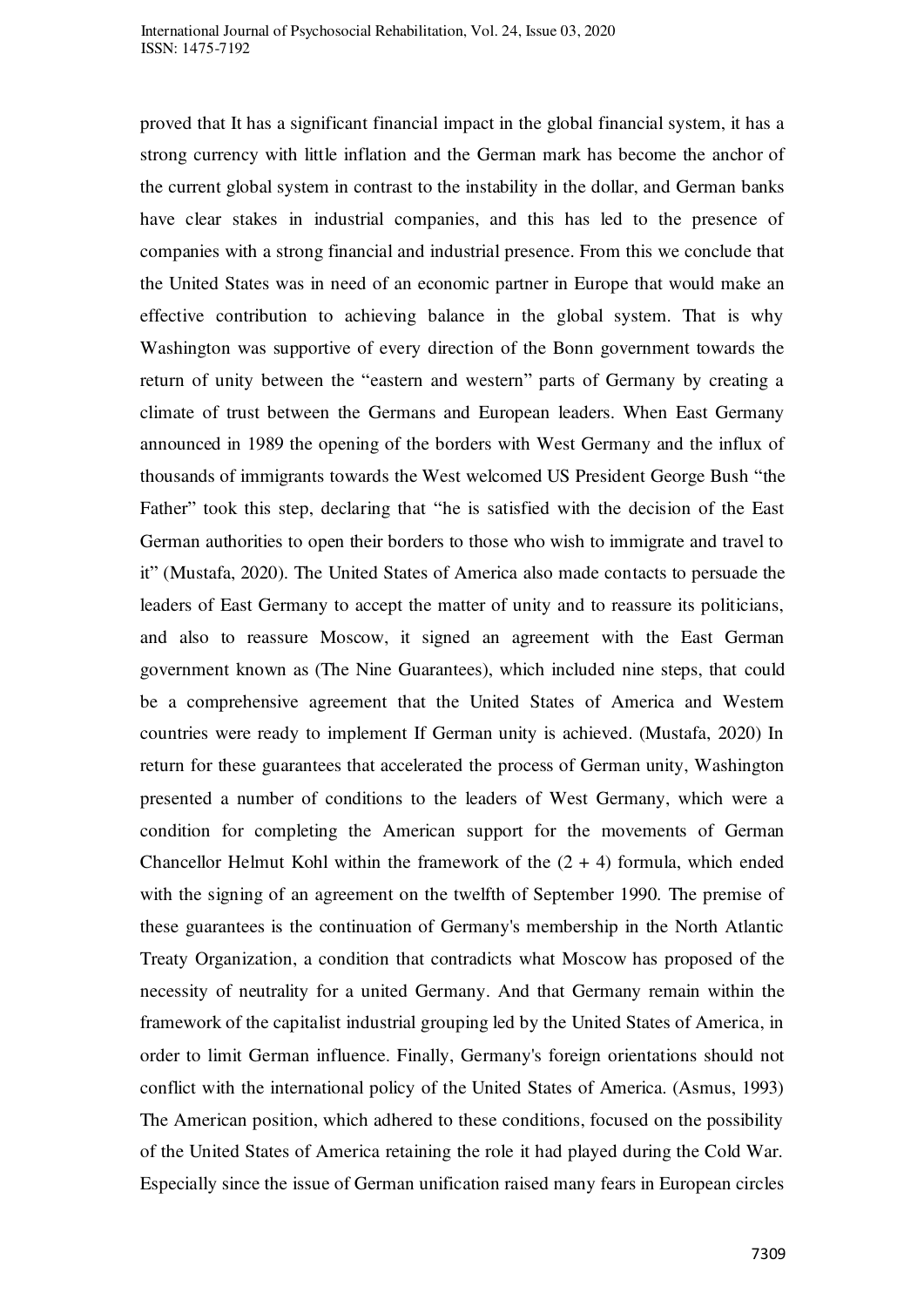proved that It has a significant financial impact in the global financial system, it has a strong currency with little inflation and the German mark has become the anchor of the current global system in contrast to the instability in the dollar, and German banks have clear stakes in industrial companies, and this has led to the presence of companies with a strong financial and industrial presence. From this we conclude that the United States was in need of an economic partner in Europe that would make an effective contribution to achieving balance in the global system. That is why Washington was supportive of every direction of the Bonn government towards the return of unity between the "eastern and western" parts of Germany by creating a climate of trust between the Germans and European leaders. When East Germany announced in 1989 the opening of the borders with West Germany and the influx of thousands of immigrants towards the West welcomed US President George Bush "the Father" took this step, declaring that "he is satisfied with the decision of the East German authorities to open their borders to those who wish to immigrate and travel to it" (Mustafa, 2020). The United States of America also made contacts to persuade the leaders of East Germany to accept the matter of unity and to reassure its politicians, and also to reassure Moscow, it signed an agreement with the East German government known as (The Nine Guarantees), which included nine steps, that could be a comprehensive agreement that the United States of America and Western countries were ready to implement If German unity is achieved. (Mustafa, 2020) In return for these guarantees that accelerated the process of German unity, Washington presented a number of conditions to the leaders of West Germany, which were a condition for completing the American support for the movements of German Chancellor Helmut Kohl within the framework of the (2 + 4) formula, which ended with the signing of an agreement on the twelfth of September 1990. The premise of these guarantees is the continuation of Germany's membership in the North Atlantic Treaty Organization, a condition that contradicts what Moscow has proposed of the necessity of neutrality for a united Germany. And that Germany remain within the framework of the capitalist industrial grouping led by the United States of America, in order to limit German influence. Finally, Germany's foreign orientations should not conflict with the international policy of the United States of America. (Asmus, 1993) The American position, which adhered to these conditions, focused on the possibility of the United States of America retaining the role it had played during the Cold War. Especially since the issue of German unification raised many fears in European circles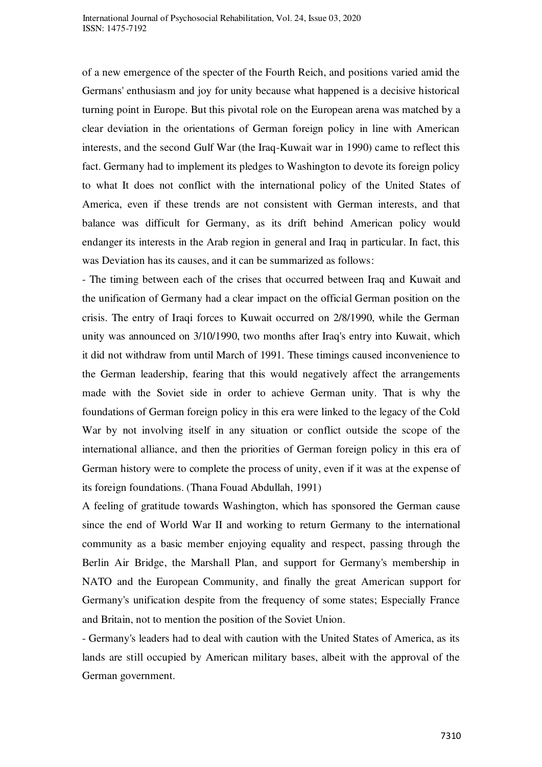of a new emergence of the specter of the Fourth Reich, and positions varied amid the Germans' enthusiasm and joy for unity because what happened is a decisive historical turning point in Europe. But this pivotal role on the European arena was matched by a clear deviation in the orientations of German foreign policy in line with American interests, and the second Gulf War (the Iraq-Kuwait war in 1990) came to reflect this fact. Germany had to implement its pledges to Washington to devote its foreign policy to what It does not conflict with the international policy of the United States of America, even if these trends are not consistent with German interests, and that balance was difficult for Germany, as its drift behind American policy would endanger its interests in the Arab region in general and Iraq in particular. In fact, this was Deviation has its causes, and it can be summarized as follows:

- The timing between each of the crises that occurred between Iraq and Kuwait and the unification of Germany had a clear impact on the official German position on the crisis. The entry of Iraqi forces to Kuwait occurred on 2/8/1990, while the German unity was announced on 3/10/1990, two months after Iraq's entry into Kuwait, which it did not withdraw from until March of 1991. These timings caused inconvenience to the German leadership, fearing that this would negatively affect the arrangements made with the Soviet side in order to achieve German unity. That is why the foundations of German foreign policy in this era were linked to the legacy of the Cold War by not involving itself in any situation or conflict outside the scope of the international alliance, and then the priorities of German foreign policy in this era of German history were to complete the process of unity, even if it was at the expense of its foreign foundations. (Thana Fouad Abdullah, 1991)

A feeling of gratitude towards Washington, which has sponsored the German cause since the end of World War II and working to return Germany to the international community as a basic member enjoying equality and respect, passing through the Berlin Air Bridge, the Marshall Plan, and support for Germany's membership in NATO and the European Community, and finally the great American support for Germany's unification despite from the frequency of some states; Especially France and Britain, not to mention the position of the Soviet Union.

- Germany's leaders had to deal with caution with the United States of America, as its lands are still occupied by American military bases, albeit with the approval of the German government.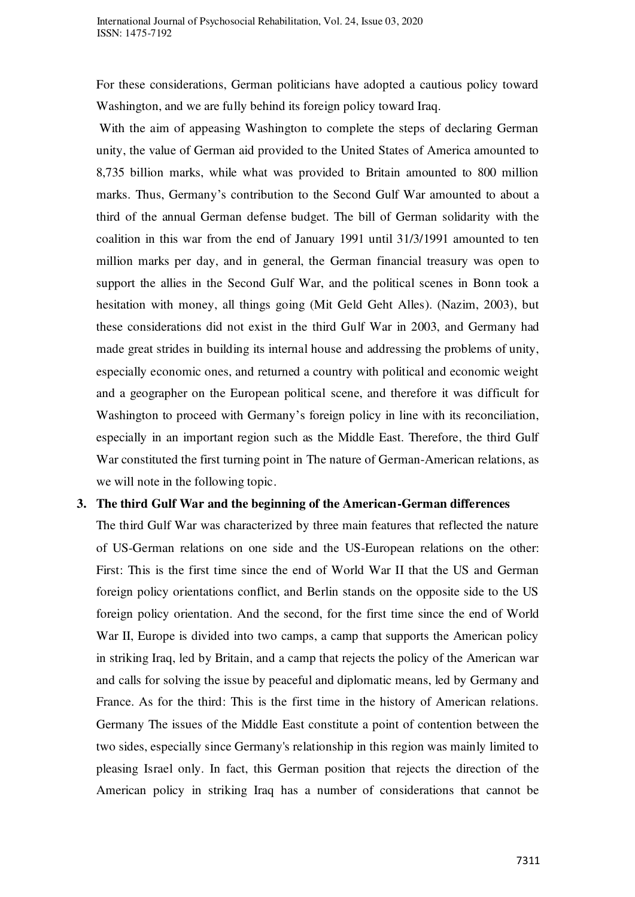For these considerations, German politicians have adopted a cautious policy toward Washington, and we are fully behind its foreign policy toward Iraq.

With the aim of appeasing Washington to complete the steps of declaring German unity, the value of German aid provided to the United States of America amounted to 8,735 billion marks, while what was provided to Britain amounted to 800 million marks. Thus, Germany's contribution to the Second Gulf War amounted to about a third of the annual German defense budget. The bill of German solidarity with the coalition in this war from the end of January 1991 until 31/3/1991 amounted to ten million marks per day, and in general, the German financial treasury was open to support the allies in the Second Gulf War, and the political scenes in Bonn took a hesitation with money, all things going (Mit Geld Geht Alles). (Nazim, 2003), but these considerations did not exist in the third Gulf War in 2003, and Germany had made great strides in building its internal house and addressing the problems of unity, especially economic ones, and returned a country with political and economic weight and a geographer on the European political scene, and therefore it was difficult for Washington to proceed with Germany's foreign policy in line with its reconciliation, especially in an important region such as the Middle East. Therefore, the third Gulf War constituted the first turning point in The nature of German-American relations, as we will note in the following topic.

### 3. The third Gulf War and the beginning of the American-German differences

The third Gulf War was characterized by three main features that reflected the nature of US-German relations on one side and the US-European relations on the other: First: This is the first time since the end of World War II that the US and German foreign policy orientations conflict, and Berlin stands on the opposite side to the US foreign policy orientation. And the second, for the first time since the end of World War II, Europe is divided into two camps, a camp that supports the American policy in striking Iraq, led by Britain, and a camp that rejects the policy of the American war and calls for solving the issue by peaceful and diplomatic means, led by Germany and France. As for the third: This is the first time in the history of American relations. Germany The issues of the Middle East constitute a point of contention between the two sides, especially since Germany's relationship in this region was mainly limited to pleasing Israel only. In fact, this German position that rejects the direction of the American policy in striking Iraq has a number of considerations that cannot be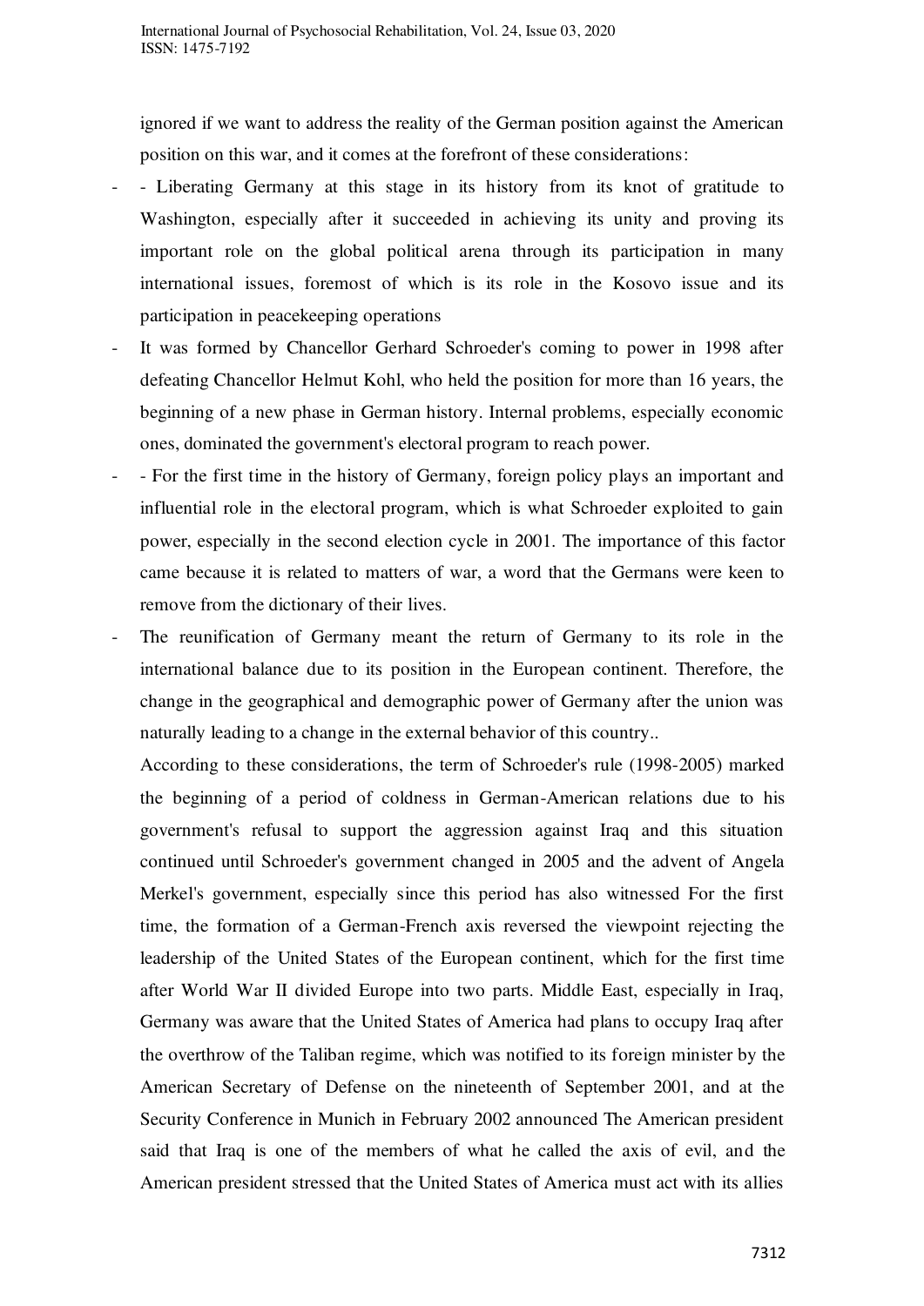ignored if we want to address the reality of the German position against the American position on this war, and it comes at the forefront of these considerations:

- - Liberating Germany at this stage in its history from its knot of gratitude to Washington, especially after it succeeded in achieving its unity and proving its important role on the global political arena through its participation in many international issues, foremost of which is its role in the Kosovo issue and its participation in peacekeeping operations
- It was formed by Chancellor Gerhard Schroeder's coming to power in 1998 after defeating Chancellor Helmut Kohl, who held the position for more than 16 years, the beginning of a new phase in German history. Internal problems, especially economic ones, dominated the government's electoral program to reach power.
- - For the first time in the history of Germany, foreign policy plays an important and influential role in the electoral program, which is what Schroeder exploited to gain power, especially in the second election cycle in 2001. The importance of this factor came because it is related to matters of war, a word that the Germans were keen to remove from the dictionary of their lives.
- The reunification of Germany meant the return of Germany to its role in the international balance due to its position in the European continent. Therefore, the change in the geographical and demographic power of Germany after the union was naturally leading to a change in the external behavior of this country..

According to these considerations, the term of Schroeder's rule (1998-2005) marked the beginning of a period of coldness in German-American relations due to his government's refusal to support the aggression against Iraq and this situation continued until Schroeder's government changed in 2005 and the advent of Angela Merkel's government, especially since this period has also witnessed For the first time, the formation of a German-French axis reversed the viewpoint rejecting the leadership of the United States of the European continent, which for the first time after World War II divided Europe into two parts. Middle East, especially in Iraq, Germany was aware that the United States of America had plans to occupy Iraq after the overthrow of the Taliban regime, which was notified to its foreign minister by the American Secretary of Defense on the nineteenth of September 2001, and at the Security Conference in Munich in February 2002 announced The American president said that Iraq is one of the members of what he called the axis of evil, and the American president stressed that the United States of America must act with its allies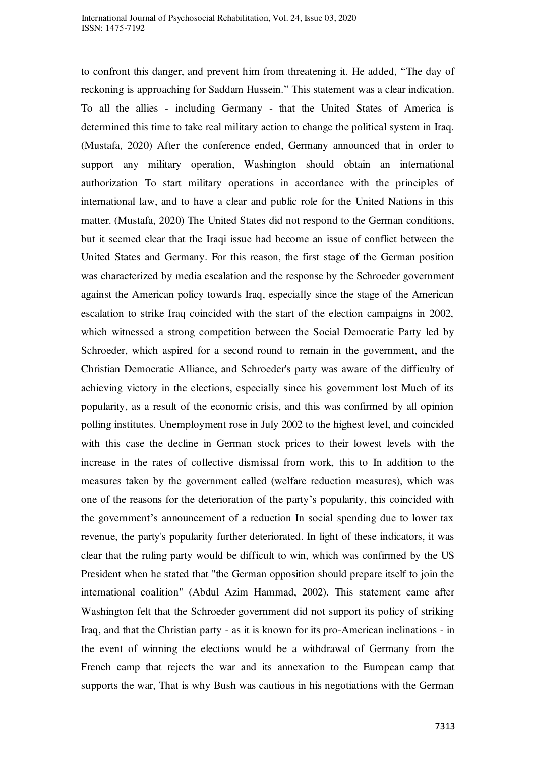to confront this danger, and prevent him from threatening it. He added, “The day of reckoning is approaching for Saddam Hussein.” This statement was a clear indication. To all the allies - including Germany - that the United States of America is determined this time to take real military action to change the political system in Iraq. (Mustafa, 2020) After the conference ended, Germany announced that in order to support any military operation, Washington should obtain an international authorization To start military operations in accordance with the principles of international law, and to have a clear and public role for the United Nations in this matter. (Mustafa, 2020) The United States did not respond to the German conditions, but it seemed clear that the Iraqi issue had become an issue of conflict between the United States and Germany. For this reason, the first stage of the German position was characterized by media escalation and the response by the Schroeder government against the American policy towards Iraq, especially since the stage of the American escalation to strike Iraq coincided with the start of the election campaigns in 2002, which witnessed a strong competition between the Social Democratic Party led by Schroeder, which aspired for a second round to remain in the government, and the Christian Democratic Alliance, and Schroeder's party was aware of the difficulty of achieving victory in the elections, especially since his government lost Much of its popularity, as a result of the economic crisis, and this was confirmed by all opinion polling institutes. Unemployment rose in July 2002 to the highest level, and coincided with this case the decline in German stock prices to their lowest levels with the increase in the rates of collective dismissal from work, this to In addition to the measures taken by the government called (welfare reduction measures), which was one of the reasons for the deterioration of the party’s popularity, this coincided with the government’s announcement of a reduction In social spending due to lower tax revenue, the party's popularity further deteriorated. In light of these indicators, it was clear that the ruling party would be difficult to win, which was confirmed by the US President when he stated that "the German opposition should prepare itself to join the international coalition" (Abdul Azim Hammad, 2002). This statement came after Washington felt that the Schroeder government did not support its policy of striking Iraq, and that the Christian party - as it is known for its pro-American inclinations - in the event of winning the elections would be a withdrawal of Germany from the French camp that rejects the war and its annexation to the European camp that supports the war, That is why Bush was cautious in his negotiations with the German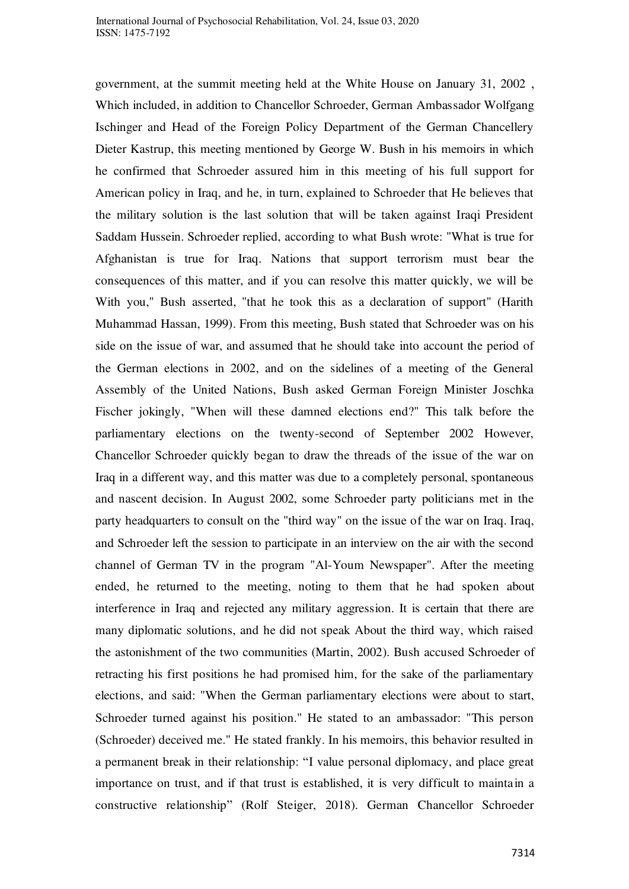government, at the summit meeting held at the White House on January 31, 2002 , Which included, in addition to Chancellor Schroeder, German Ambassador Wolfgang Ischinger and Head of the Foreign Policy Department of the German Chancellery Dieter Kastrup, this meeting mentioned by George W. Bush in his memoirs in which he confirmed that Schroeder assured him in this meeting of his full support for American policy in Iraq, and he, in turn, explained to Schroeder that He believes that the military solution is the last solution that will be taken against Iraqi President Saddam Hussein. Schroeder replied, according to what Bush wrote: "What is true for Afghanistan is true for Iraq. Nations that support terrorism must bear the consequences of this matter, and if you can resolve this matter quickly, we will be With you," Bush asserted, "that he took this as a declaration of support" (Harith Muhammad Hassan, 1999). From this meeting, Bush stated that Schroeder was on his side on the issue of war, and assumed that he should take into account the period of the German elections in 2002, and on the sidelines of a meeting of the General Assembly of the United Nations, Bush asked German Foreign Minister Joschka Fischer jokingly, "When will these damned elections end?" This talk before the parliamentary elections on the twenty-second of September 2002 However, Chancellor Schroeder quickly began to draw the threads of the issue of the war on Iraq in a different way, and this matter was due to a completely personal, spontaneous and nascent decision. In August 2002, some Schroeder party politicians met in the party headquarters to consult on the "third way" on the issue of the war on Iraq. Iraq, and Schroeder left the session to participate in an interview on the air with the second channel of German TV in the program "Al-Youm Newspaper". After the meeting ended, he returned to the meeting, noting to them that he had spoken about interference in Iraq and rejected any military aggression. It is certain that there are many diplomatic solutions, and he did not speak About the third way, which raised the astonishment of the two communities (Martin, 2002). Bush accused Schroeder of retracting his first positions he had promised him, for the sake of the parliamentary elections, and said: "When the German parliamentary elections were about to start, Schroeder turned against his position." He stated to an ambassador: "This person (Schroeder) deceived me." He stated frankly. In his memoirs, this behavior resulted in a permanent break in their relationship: “I value personal diplomacy, and place great importance on trust, and if that trust is established, it is very difficult to maintain a constructive relationship” (Rolf Steiger, 2018). German Chancellor Schroeder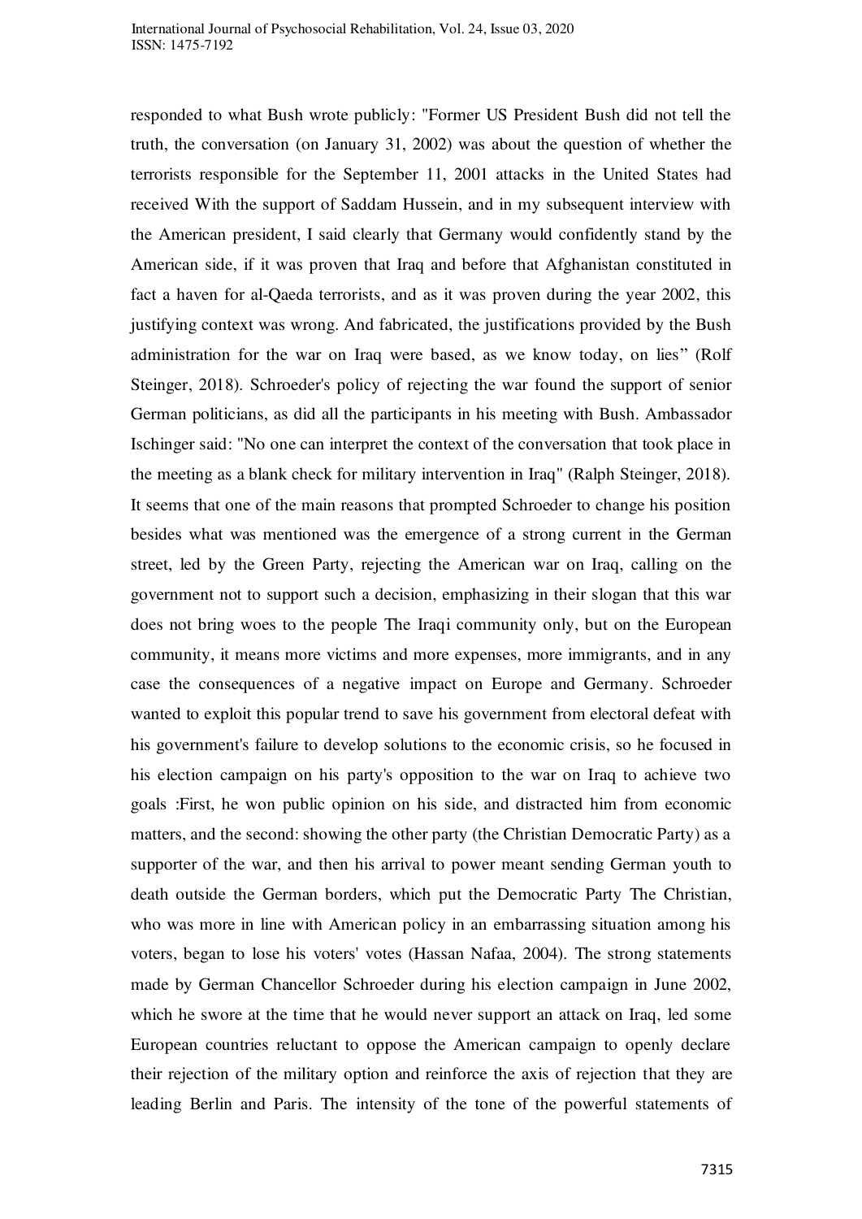responded to what Bush wrote publicly: "Former US President Bush did not tell the truth, the conversation (on January 31, 2002) was about the question of whether the terrorists responsible for the September 11, 2001 attacks in the United States had received With the support of Saddam Hussein, and in my subsequent interview with the American president, I said clearly that Germany would confidently stand by the American side, if it was proven that Iraq and before that Afghanistan constituted in fact a haven for al-Qaeda terrorists, and as it was proven during the year 2002, this justifying context was wrong. And fabricated, the justifications provided by the Bush administration for the war on Iraq were based, as we know today, on lies" (Rolf Steinger, 2018). Schroeder's policy of rejecting the war found the support of senior German politicians, as did all the participants in his meeting with Bush. Ambassador Ischinger said: "No one can interpret the context of the conversation that took place in the meeting as a blank check for military intervention in Iraq" (Ralph Steinger, 2018). It seems that one of the main reasons that prompted Schroeder to change his position besides what was mentioned was the emergence of a strong current in the German street, led by the Green Party, rejecting the American war on Iraq, calling on the government not to support such a decision, emphasizing in their slogan that this war does not bring woes to the people The Iraqi community only, but on the European community, it means more victims and more expenses, more immigrants, and in any case the consequences of a negative impact on Europe and Germany. Schroeder wanted to exploit this popular trend to save his government from electoral defeat with his government's failure to develop solutions to the economic crisis, so he focused in his election campaign on his party's opposition to the war on Iraq to achieve two goals :First, he won public opinion on his side, and distracted him from economic matters, and the second: showing the other party (the Christian Democratic Party) as a supporter of the war, and then his arrival to power meant sending German youth to death outside the German borders, which put the Democratic Party The Christian, who was more in line with American policy in an embarrassing situation among his voters, began to lose his voters' votes (Hassan Nafaa, 2004). The strong statements made by German Chancellor Schroeder during his election campaign in June 2002, which he swore at the time that he would never support an attack on Iraq, led some European countries reluctant to oppose the American campaign to openly declare their rejection of the military option and reinforce the axis of rejection that they are leading Berlin and Paris. The intensity of the tone of the powerful statements of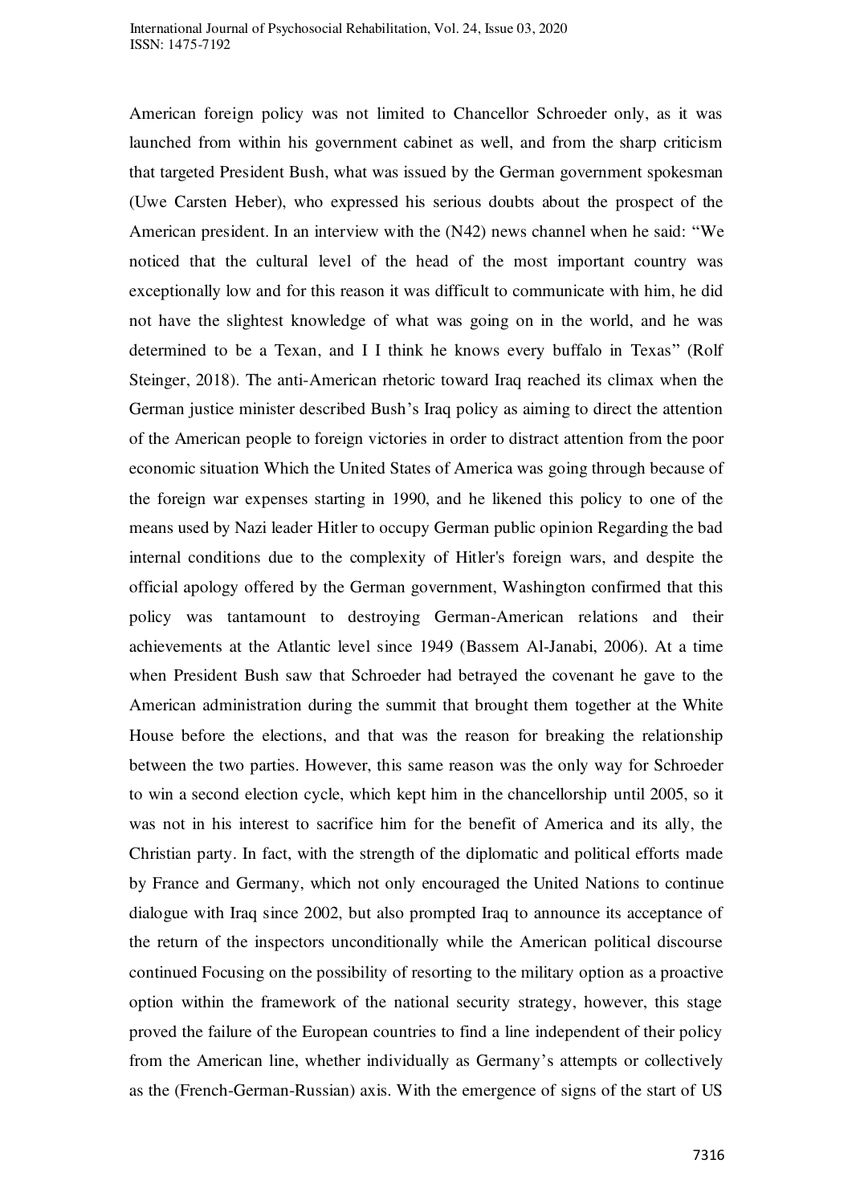American foreign policy was not limited to Chancellor Schroeder only, as it was launched from within his government cabinet as well, and from the sharp criticism that targeted President Bush, what was issued by the German government spokesman (Uwe Carsten Heber), who expressed his serious doubts about the prospect of the American president. In an interview with the (N42) news channel when he said: "We noticed that the cultural level of the head of the most important country was exceptionally low and for this reason it was difficult to communicate with him, he did not have the slightest knowledge of what was going on in the world, and he was determined to be a Texan, and I I think he knows every buffalo in Texas" (Rolf Steinger, 2018). The anti-American rhetoric toward Iraq reached its climax when the German justice minister described Bush's Iraq policy as aiming to direct the attention of the American people to foreign victories in order to distract attention from the poor economic situation Which the United States of America was going through because of the foreign war expenses starting in 1990, and he likened this policy to one of the means used by Nazi leader Hitler to occupy German public opinion Regarding the bad internal conditions due to the complexity of Hitler's foreign wars, and despite the official apology offered by the German government, Washington confirmed that this policy was tantamount to destroying German-American relations and their achievements at the Atlantic level since 1949 (Bassem Al-Janabi, 2006). At a time when President Bush saw that Schroeder had betrayed the covenant he gave to the American administration during the summit that brought them together at the White House before the elections, and that was the reason for breaking the relationship between the two parties. However, this same reason was the only way for Schroeder to win a second election cycle, which kept him in the chancellorship until 2005, so it was not in his interest to sacrifice him for the benefit of America and its ally, the Christian party. In fact, with the strength of the diplomatic and political efforts made by France and Germany, which not only encouraged the United Nations to continue dialogue with Iraq since 2002, but also prompted Iraq to announce its acceptance of the return of the inspectors unconditionally while the American political discourse continued Focusing on the possibility of resorting to the military option as a proactive option within the framework of the national security strategy, however, this stage proved the failure of the European countries to find a line independent of their policy from the American line, whether individually as Germany's attempts or collectively as the (French-German-Russian) axis. With the emergence of signs of the start of US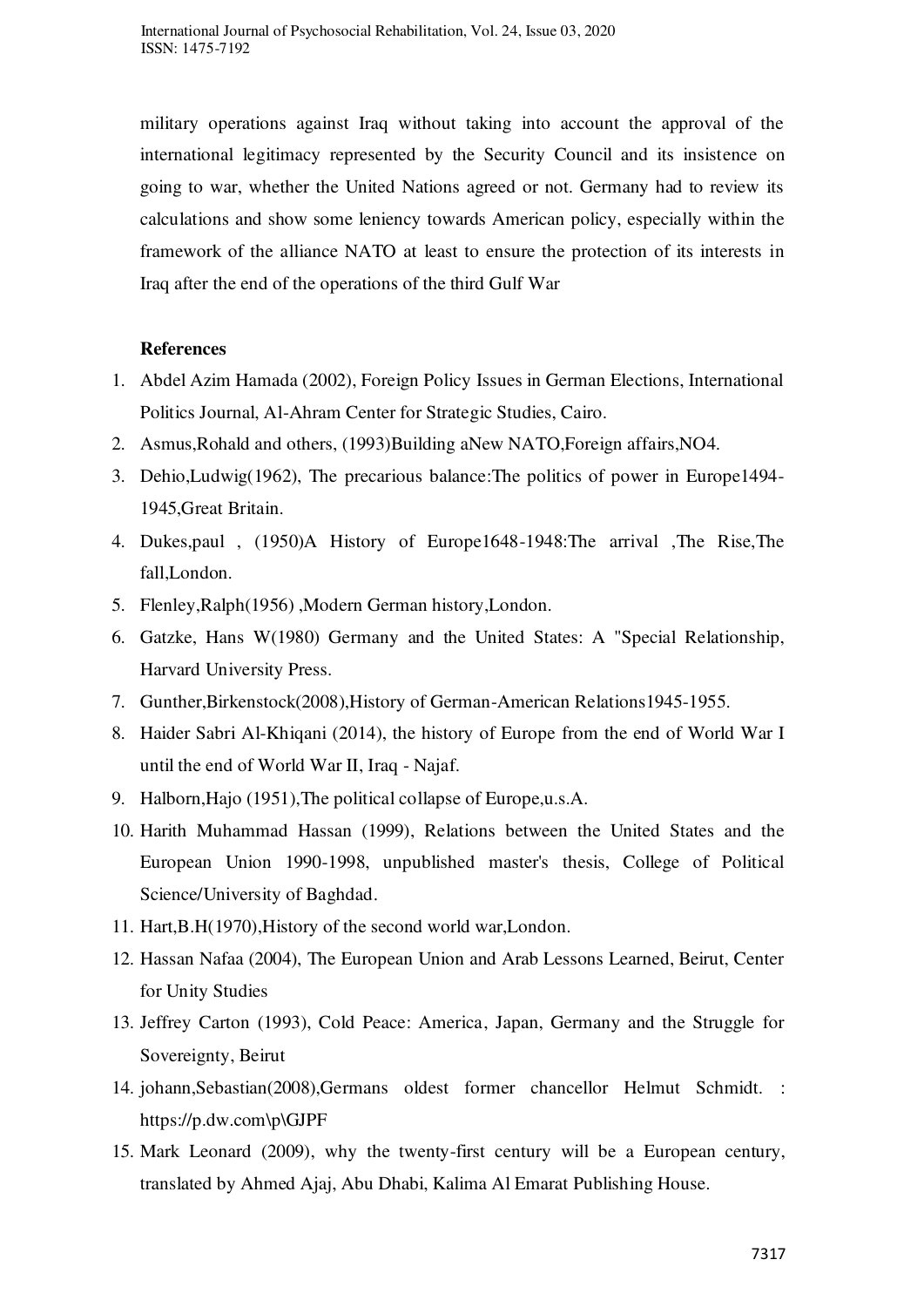military operations against Iraq without taking into account the approval of the international legitimacy represented by the Security Council and its insistence on going to war, whether the United Nations agreed or not. Germany had to review its calculations and show some leniency towards American policy, especially within the framework of the alliance NATO at least to ensure the protection of its interests in Iraq after the end of the operations of the third Gulf War

**References**

1. Abdel Azim Hamada (2002), Foreign Policy Issues in German Elections, International Politics Journal, Al-Ahram Center for Strategic Studies, Cairo.
2. Asmus,Rohald and others, (1993)Building aNew NATO,Foreign affairs,NO4.
3. Dehio,Ludwig(1962), The precarious balance:The politics of power in Europe1494-1945,Great Britain.
4. Dukes,paul , (1950)A History of Europe1648-1948:The arrival ,The Rise,The fall,London.
5. Flenley,Ralph(1956) ,Modern German history,London.
6. Gatzke, Hans W(1980) Germany and the United States: A "Special Relationship, Harvard University Press.
7. Gunther,Birkenstock(2008),History of German-American Relations1945-1955.
8. Haider Sabri Al-Khiqani (2014), the history of Europe from the end of World War I until the end of World War II, Iraq - Najaf.
9. Halborn,Hajo (1951),The political collapse of Europe,u.s.A.
10. Harith Muhammad Hassan (1999), Relations between the United States and the European Union 1990-1998, unpublished master's thesis, College of Political Science/University of Baghdad.
11. Hart,B.H(1970),History of the second world war,London.
12. Hassan Nafaa (2004), The European Union and Arab Lessons Learned, Beirut, Center for Unity Studies
13. Jeffrey Carton (1993), Cold Peace: America, Japan, Germany and the Struggle for Sovereignty, Beirut
14. johann,Sebastian(2008),Germans oldest former chancellor Helmut Schmidt. : https://p.dw.com\p\GJPF
15. Mark Leonard (2009), why the twenty-first century will be a European century, translated by Ahmed Ajaj, Abu Dhabi, Kalima Al Emarat Publishing House.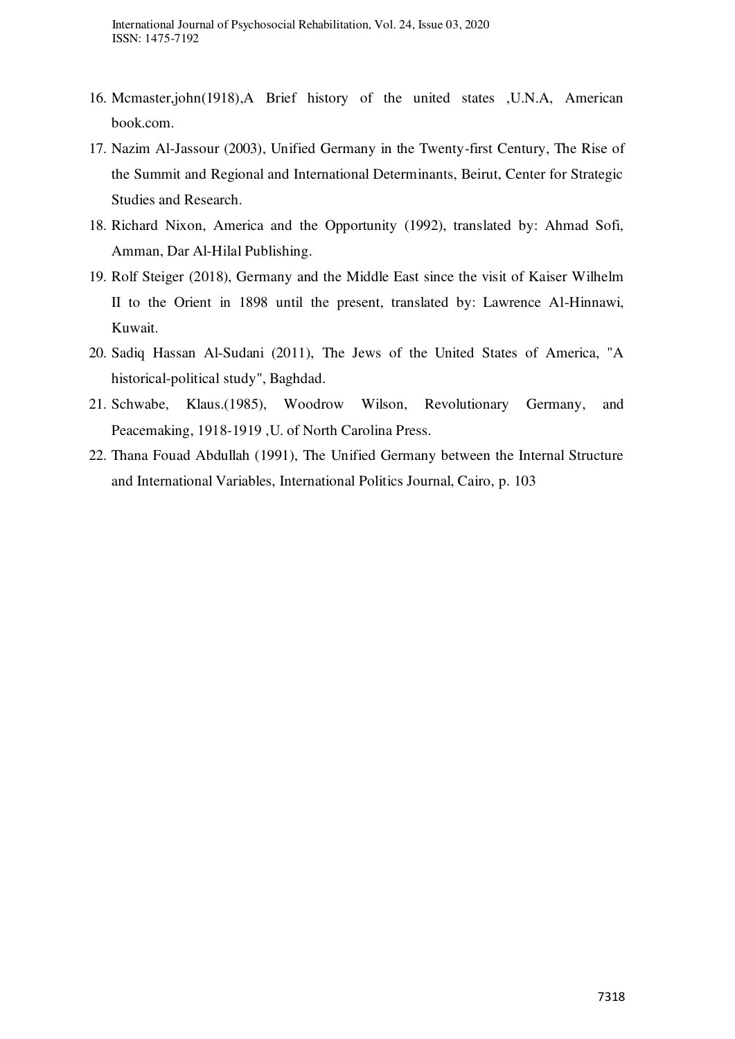16. Mcmaster,john(1918),A Brief history of the united states ,U.N.A, American book.com.
17. Nazim Al-Jassour (2003), Unified Germany in the Twenty-first Century, The Rise of the Summit and Regional and International Determinants, Beirut, Center for Strategic Studies and Research.
18. Richard Nixon, America and the Opportunity (1992), translated by: Ahmad Sofi, Amman, Dar Al-Hilal Publishing.
19. Rolf Steiger (2018), Germany and the Middle East since the visit of Kaiser Wilhelm II to the Orient in 1898 until the present, translated by: Lawrence Al-Hinnawi, Kuwait.
20. Sadiq Hassan Al-Sudani (2011), The Jews of the United States of America, "A historical-political study", Baghdad.
21. Schwabe, Klaus.(1985), Woodrow Wilson, Revolutionary Germany, and Peacemaking, 1918-1919 ,U. of North Carolina Press.
22. Thana Fouad Abdullah (1991), The Unified Germany between the Internal Structure and International Variables, International Politics Journal, Cairo, p. 103